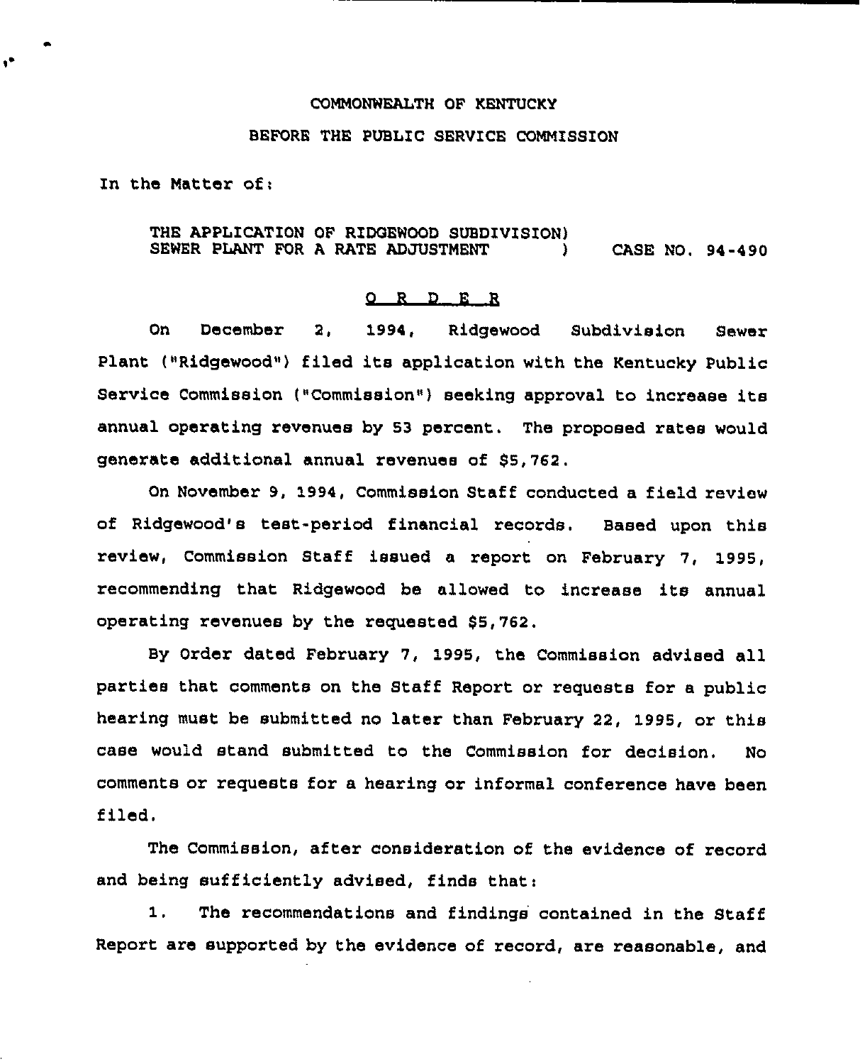COMMONWEALTH OF KENTUCKY

BEFORE THE PUBLIC SERVICE COMMISSION

In the Matter of:

THE APPLICATION OF RIDGEWOOD SUBDIVISION)
SEWER PLANT FOR A RATE ADJUSTMENT ) CASE NO. 94-490

## O R D E R

On December 2, 1994, Ridgewood Subdivision Sewer Plant ("Ridgewood") filed its application with the Kentucky Public Service Commission ("Commission") seeking approval to increase its annual operating revenues by 53 percent. The proposed rates would generate additional annual revenues of $5,762.

On November 9, 1994, Commission Staff conducted a field review of Ridgewood's test-period financial records. Based upon this review, Commission Staff issued a report on February 7, 1995, recommending that Ridgewood be allowed to increase its annual operating revenues by the requested $5,762.

By Order dated February 7, 1995, the Commission advised all parties that comments on the Staff Report or requests for a public hearing must be submitted no later than February 22, 1995, or this case would stand submitted to the Commission for decision. No comments or requests for a hearing or informal conference have been filed.

The Commission, after consideration of the evidence of record and being sufficiently advised, finds that:

1. The recommendations and findings contained in the Staff Report are supported by the evidence of record, are reasonable, and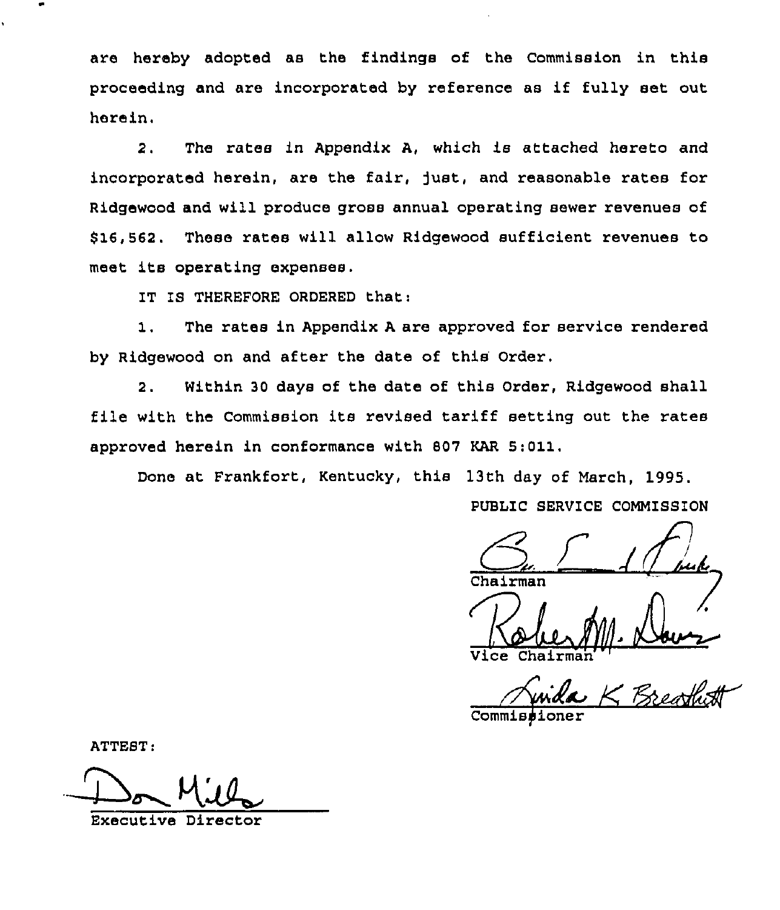are hereby adopted as the findings of the Commission in this proceeding and are incorporated by reference as if fully set out herein.

2. The rates in Appendix A, which is attached hereto and incorporated herein, are the fair, just, and reasonable rates for Ridgewood and will produce gross annual operating sewer revenues of $16,562. These rates will allow Ridgewood sufficient revenues to meet its operating expenses.

IT IS THEREFORE ORDERED that:

1. The rates in Appendix A are approved for service rendered by Ridgewood on and after the date of this Order.

2. Within 30 days of the date of this Order, Ridgewood shall file with the Commission its revised tariff setting out the rates approved herein in conformance with 807 KAR 5:011.

Done at Frankfort, Kentucky, this 13th day of March, 1995.

PUBLIC SERVICE COMMISSION

Chairman

Vice Chairman

Commissioner

ATTEST:

Executive Director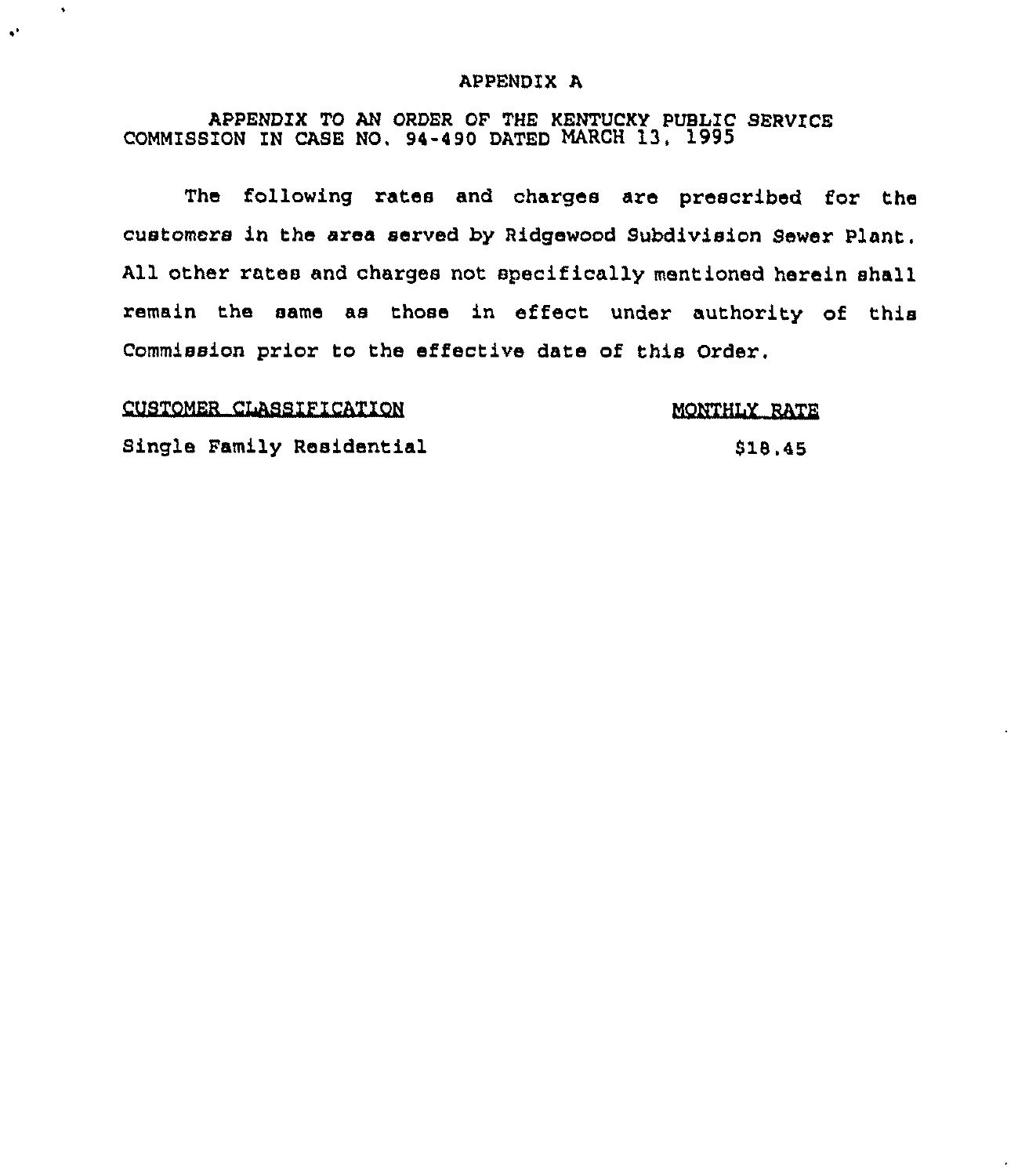# APPENDIX A

APPENDIX TO AN ORDER OF THE KENTUCKY PUBLIC SERVICE COMMISSION IN CASE NO. 94-490 DATED MARCH 13, 1995

The following rates and charges are prescribed for the customers in the area served by Ridgewood Subdivision Sewer Plant. All other rates and charges not specifically mentioned herein shall remain the same as those in effect under authority of this Commission prior to the effective date of this Order.

| CUSTOMER CLASSIFICATION | MONTHLY RATE |
| --- | --- |
| Single Family Residential | $18.45 |